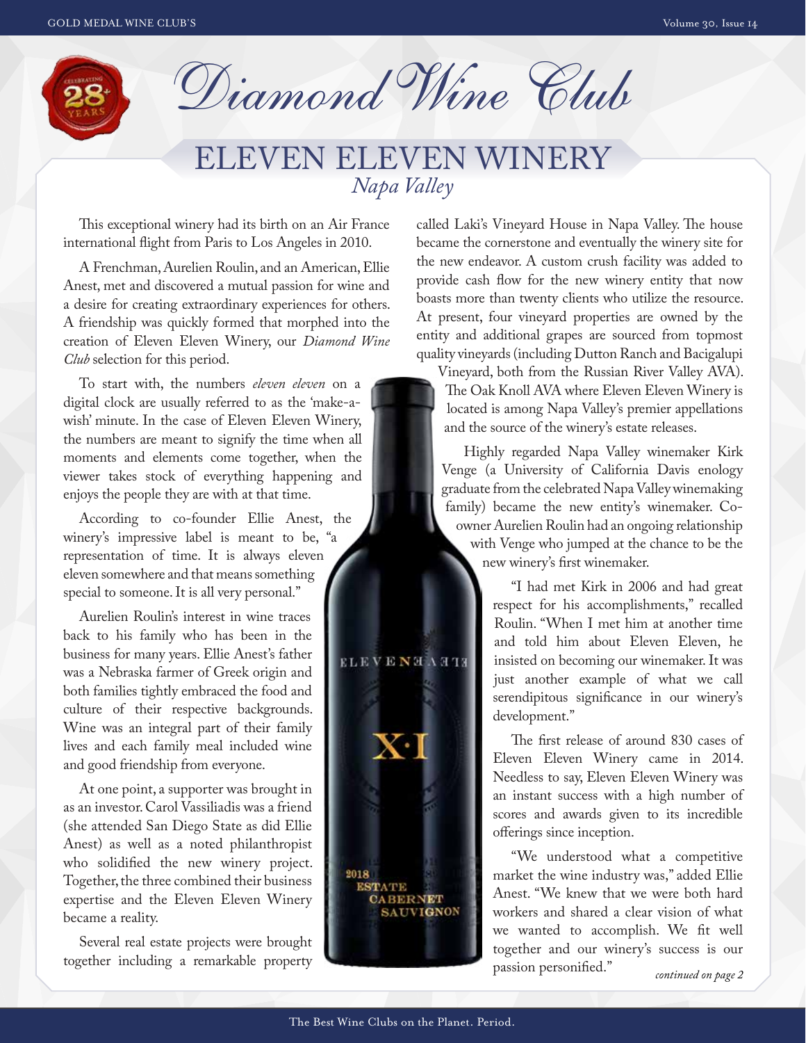# Diamond Wine Club

## ELEVEN ELEVEN WINERY

*Napa Valley*

This exceptional winery had its birth on an Air France international flight from Paris to Los Angeles in 2010.

A Frenchman, Aurelien Roulin, and an American, Ellie Anest, met and discovered a mutual passion for wine and a desire for creating extraordinary experiences for others. A friendship was quickly formed that morphed into the creation of Eleven Eleven Winery, our *Diamond Wine Club* selection for this period.

To start with, the numbers *eleven eleven* on a digital clock are usually referred to as the 'make-a-wish' minute. In the case of Eleven Eleven Winery, the numbers are meant to signify the time when all moments and elements come together, when the viewer takes stock of everything happening and enjoys the people they are with at that time.

According to co-founder Ellie Anest, the winery's impressive label is meant to be, "a representation of time. It is always eleven eleven somewhere and that means something special to someone. It is all very personal."

Aurelien Roulin's interest in wine traces back to his family who has been in the business for many years. Ellie Anest's father was a Nebraska farmer of Greek origin and both families tightly embraced the food and culture of their respective backgrounds. Wine was an integral part of their family lives and each family meal included wine and good friendship from everyone.

At one point, a supporter was brought in as an investor. Carol Vassiliadis was a friend (she attended San Diego State as did Ellie Anest) as well as a noted philanthropist who solidified the new winery project. Together, the three combined their business expertise and the Eleven Eleven Winery became a reality.

Several real estate projects were brought together including a remarkable property called Laki's Vineyard House in Napa Valley. The house became the cornerstone and eventually the winery site for the new endeavor. A custom crush facility was added to provide cash flow for the new winery entity that now boasts more than twenty clients who utilize the resource. At present, four vineyard properties are owned by the entity and additional grapes are sourced from topmost quality vineyards (including Dutton Ranch and Bacigalupi Vineyard, both from the Russian River Valley AVA). The Oak Knoll AVA where Eleven Eleven Winery is located is among Napa Valley's premier appellations and the source of the winery's estate releases.

Highly regarded Napa Valley winemaker Kirk Venge (a University of California Davis enology graduate from the celebrated Napa Valley winemaking family) became the new entity's winemaker. Co-owner Aurelien Roulin had an ongoing relationship with Venge who jumped at the chance to be the new winery's first winemaker.

"I had met Kirk in 2006 and had great respect for his accomplishments," recalled Roulin. "When I met him at another time and told him about Eleven Eleven, he insisted on becoming our winemaker. It was just another example of what we call serendipitous significance in our winery's development."

The first release of around 830 cases of Eleven Eleven Winery came in 2014. Needless to say, Eleven Eleven Winery was an instant success with a high number of scores and awards given to its incredible offerings since inception.

"We understood what a competitive market the wine industry was," added Ellie Anest. "We knew that we were both hard workers and shared a clear vision of what we wanted to accomplish. We fit well together and our winery's success is our passion personified."

*continued on page 2*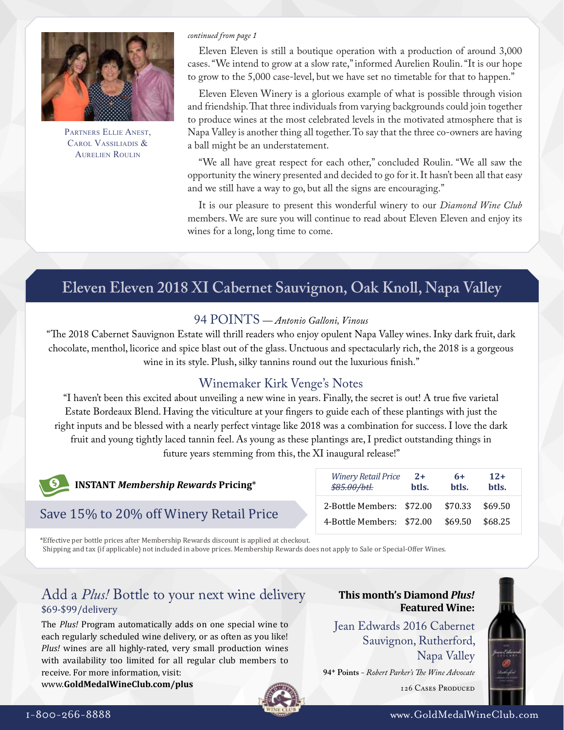Partners Ellie Anest, Carol Vassiliadis & Aurelien Roulin

*continued from page 1*

Eleven Eleven is still a boutique operation with a production of around 3,000 cases. "We intend to grow at a slow rate," informed Aurelien Roulin. "It is our hope to grow to the 5,000 case-level, but we have set no timetable for that to happen."

Eleven Eleven Winery is a glorious example of what is possible through vision and friendship. That three individuals from varying backgrounds could join together to produce wines at the most celebrated levels in the motivated atmosphere that is Napa Valley is another thing all together. To say that the three co-owners are having a ball might be an understatement.

"We all have great respect for each other," concluded Roulin. "We all saw the opportunity the winery presented and decided to go for it. It hasn't been all that easy and we still have a way to go, but all the signs are encouraging."

It is our pleasure to present this wonderful winery to our *Diamond Wine Club* members. We are sure you will continue to read about Eleven Eleven and enjoy its wines for a long, long time to come.

## Eleven Eleven 2018 XI Cabernet Sauvignon, Oak Knoll, Napa Valley

### 94 POINTS — *Antonio Galloni, Vinous*

"The 2018 Cabernet Sauvignon Estate will thrill readers who enjoy opulent Napa Valley wines. Inky dark fruit, dark chocolate, menthol, licorice and spice blast out of the glass. Unctuous and spectacularly rich, the 2018 is a gorgeous wine in its style. Plush, silky tannins round out the luxurious finish."

### Winemaker Kirk Venge's Notes

"I haven't been this excited about unveiling a new wine in years. Finally, the secret is out! A true five varietal Estate Bordeaux Blend. Having the viticulture at your fingers to guide each of these plantings with just the right inputs and be blessed with a nearly perfect vintage like 2018 was a combination for success. I love the dark fruit and young tightly laced tannin feel. As young as these plantings are, I predict outstanding things in future years stemming from this, the XI inaugural release!"

**INSTANT *Membership Rewards* Pricing***

Save 15% to 20% off Winery Retail Price

| *Winery Retail Price* ~~$85.00/btl.~~ | 2+ btls. | 6+ btls. | 12+ btls. |
|---|---|---|---|
| 2-Bottle Members: | $72.00 | $70.33 | $69.50 |
| 4-Bottle Members: | $72.00 | $69.50 | $68.25 |

*Effective per bottle prices after Membership Rewards discount is applied at checkout.
Shipping and tax (if applicable) not included in above prices. Membership Rewards does not apply to Sale or Special-Offer Wines.

## Add a *Plus!* Bottle to your next wine delivery

$69-$99/delivery

The *Plus!* Program automatically adds on one special wine to each regularly scheduled wine delivery, or as often as you like! *Plus!* wines are all highly-rated, very small production wines with availability too limited for all regular club members to receive. For more information, visit: www.**GoldMedalWineClub.com/plus**

**This month's Diamond *Plus!* Featured Wine:**

Jean Edwards 2016 Cabernet Sauvignon, Rutherford, Napa Valley

**94+ Points** - *Robert Parker's The Wine Advocate*

126 Cases Produced

1-800-266-8888

www.GoldMedalWineClub.com